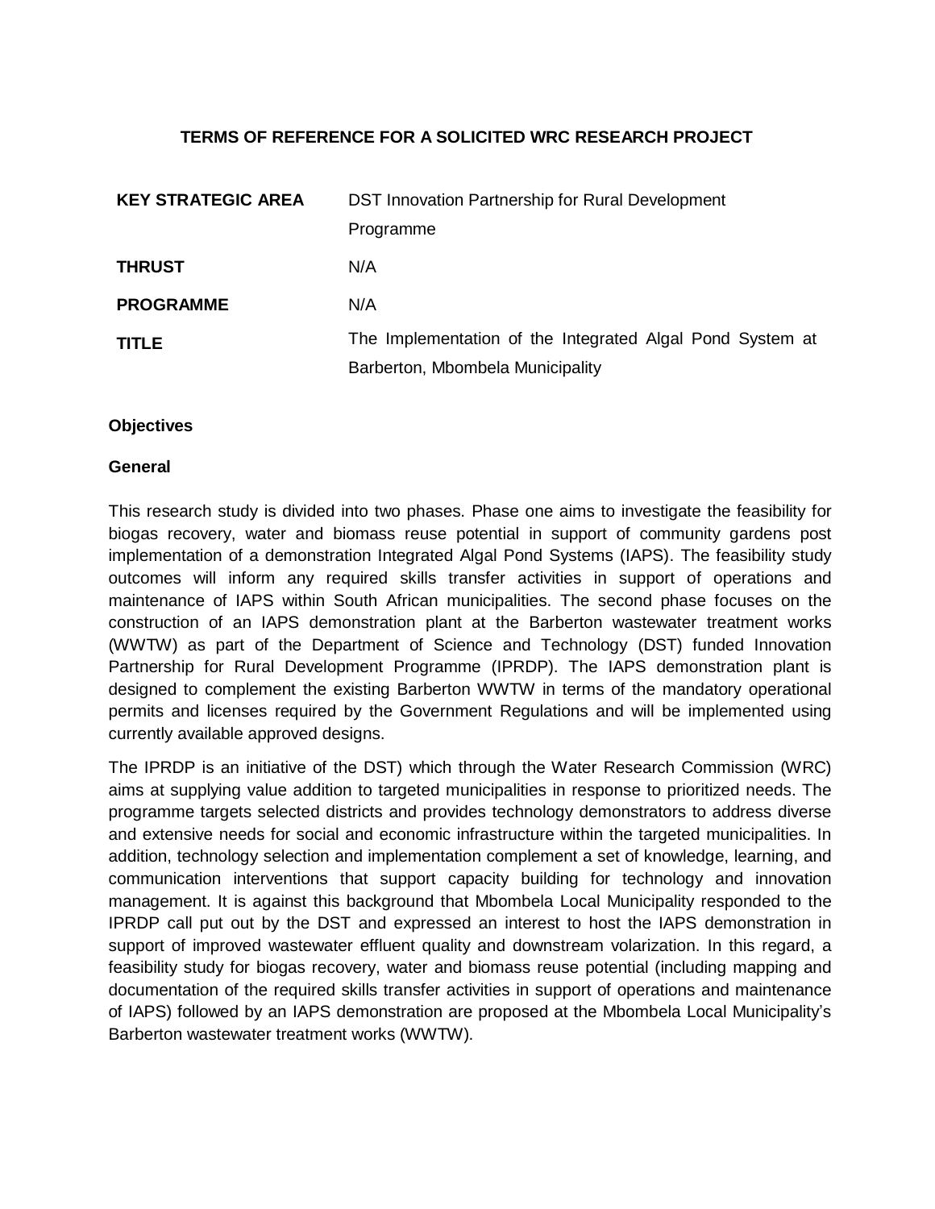# TERMS OF REFERENCE FOR A SOLICITED WRC RESEARCH PROJECT

| | |
|---|---|
| **KEY STRATEGIC AREA** | DST Innovation Partnership for Rural Development Programme |
| **THRUST** | N/A |
| **PROGRAMME** | N/A |
| **TITLE** | The Implementation of the Integrated Algal Pond System at Barberton, Mbombela Municipality |

## Objectives

### General

This research study is divided into two phases. Phase one aims to investigate the feasibility for biogas recovery, water and biomass reuse potential in support of community gardens post implementation of a demonstration Integrated Algal Pond Systems (IAPS). The feasibility study outcomes will inform any required skills transfer activities in support of operations and maintenance of IAPS within South African municipalities. The second phase focuses on the construction of an IAPS demonstration plant at the Barberton wastewater treatment works (WWTW) as part of the Department of Science and Technology (DST) funded Innovation Partnership for Rural Development Programme (IPRDP). The IAPS demonstration plant is designed to complement the existing Barberton WWTW in terms of the mandatory operational permits and licenses required by the Government Regulations and will be implemented using currently available approved designs.

The IPRDP is an initiative of the DST) which through the Water Research Commission (WRC) aims at supplying value addition to targeted municipalities in response to prioritized needs. The programme targets selected districts and provides technology demonstrators to address diverse and extensive needs for social and economic infrastructure within the targeted municipalities. In addition, technology selection and implementation complement a set of knowledge, learning, and communication interventions that support capacity building for technology and innovation management. It is against this background that Mbombela Local Municipality responded to the IPRDP call put out by the DST and expressed an interest to host the IAPS demonstration in support of improved wastewater effluent quality and downstream volarization. In this regard, a feasibility study for biogas recovery, water and biomass reuse potential (including mapping and documentation of the required skills transfer activities in support of operations and maintenance of IAPS) followed by an IAPS demonstration are proposed at the Mbombela Local Municipality's Barberton wastewater treatment works (WWTW).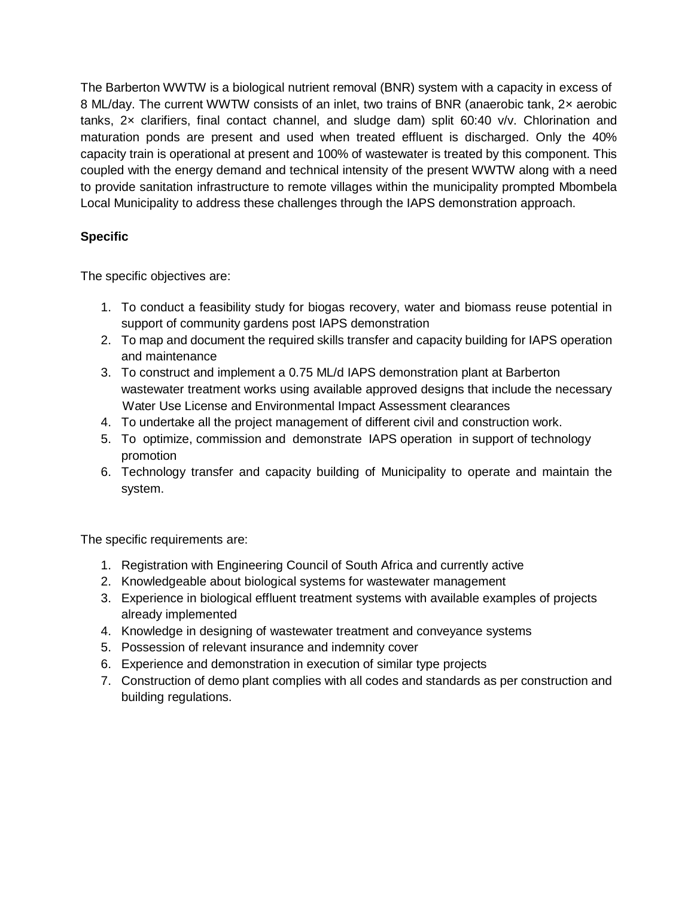The Barberton WWTW is a biological nutrient removal (BNR) system with a capacity in excess of 8 ML/day. The current WWTW consists of an inlet, two trains of BNR (anaerobic tank, 2× aerobic tanks, 2× clarifiers, final contact channel, and sludge dam) split 60:40 v/v. Chlorination and maturation ponds are present and used when treated effluent is discharged. Only the 40% capacity train is operational at present and 100% of wastewater is treated by this component. This coupled with the energy demand and technical intensity of the present WWTW along with a need to provide sanitation infrastructure to remote villages within the municipality prompted Mbombela Local Municipality to address these challenges through the IAPS demonstration approach.

**Specific**

The specific objectives are:

1. To conduct a feasibility study for biogas recovery, water and biomass reuse potential in support of community gardens post IAPS demonstration
2. To map and document the required skills transfer and capacity building for IAPS operation and maintenance
3. To construct and implement a 0.75 ML/d IAPS demonstration plant at Barberton wastewater treatment works using available approved designs that include the necessary Water Use License and Environmental Impact Assessment clearances
4. To undertake all the project management of different civil and construction work.
5. To optimize, commission and demonstrate IAPS operation in support of technology promotion
6. Technology transfer and capacity building of Municipality to operate and maintain the system.

The specific requirements are:

1. Registration with Engineering Council of South Africa and currently active
2. Knowledgeable about biological systems for wastewater management
3. Experience in biological effluent treatment systems with available examples of projects already implemented
4. Knowledge in designing of wastewater treatment and conveyance systems
5. Possession of relevant insurance and indemnity cover
6. Experience and demonstration in execution of similar type projects
7. Construction of demo plant complies with all codes and standards as per construction and building regulations.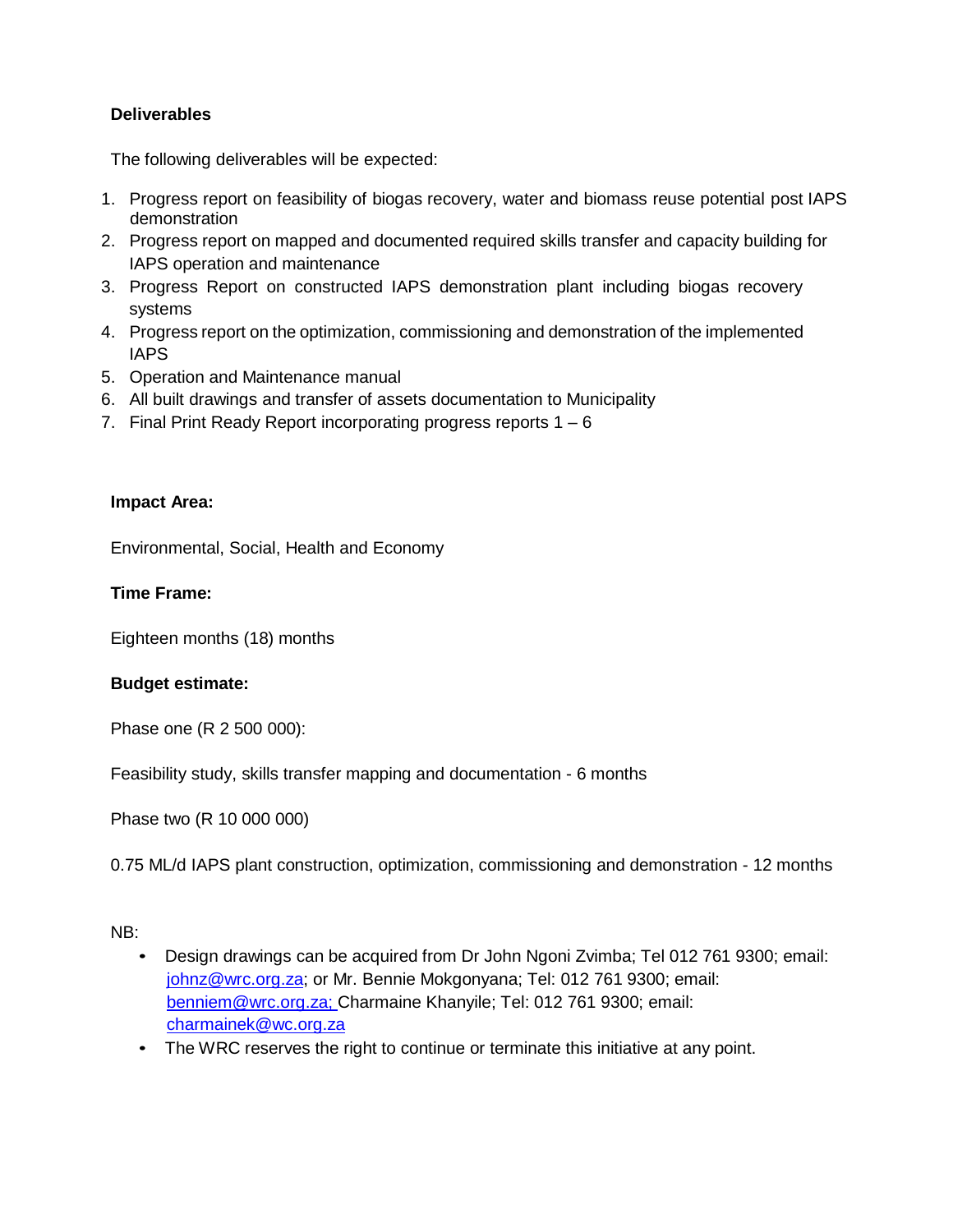**Deliverables**

The following deliverables will be expected:

1. Progress report on feasibility of biogas recovery, water and biomass reuse potential post IAPS demonstration
2. Progress report on mapped and documented required skills transfer and capacity building for IAPS operation and maintenance
3. Progress Report on constructed IAPS demonstration plant including biogas recovery systems
4. Progress report on the optimization, commissioning and demonstration of the implemented IAPS
5. Operation and Maintenance manual
6. All built drawings and transfer of assets documentation to Municipality
7. Final Print Ready Report incorporating progress reports 1 – 6

**Impact Area:**

Environmental, Social, Health and Economy

**Time Frame:**

Eighteen months (18) months

**Budget estimate:**

Phase one (R 2 500 000):

Feasibility study, skills transfer mapping and documentation - 6 months

Phase two (R 10 000 000)

0.75 ML/d IAPS plant construction, optimization, commissioning and demonstration - 12 months

NB:

- Design drawings can be acquired from Dr John Ngoni Zvimba; Tel 012 761 9300; email: johnz@wrc.org.za; or Mr. Bennie Mokgonyana; Tel: 012 761 9300; email: benniem@wrc.org.za; Charmaine Khanyile; Tel: 012 761 9300; email: charmainek@wc.org.za
- The WRC reserves the right to continue or terminate this initiative at any point.